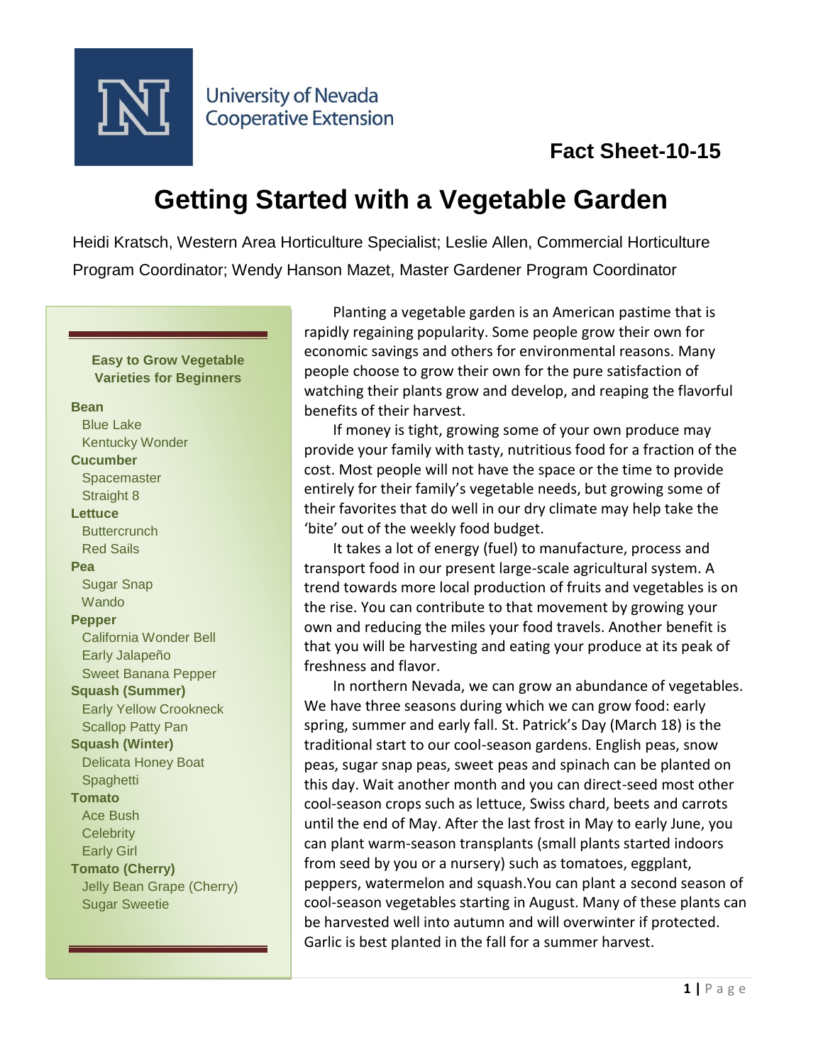University of Nevada Cooperative Extension

**Fact Sheet-10-15**

# Getting Started with a Vegetable Garden

Heidi Kratsch, Western Area Horticulture Specialist; Leslie Allen, Commercial Horticulture Program Coordinator; Wendy Hanson Mazet, Master Gardener Program Coordinator

Planting a vegetable garden is an American pastime that is rapidly regaining popularity. Some people grow their own for economic savings and others for environmental reasons. Many people choose to grow their own for the pure satisfaction of watching their plants grow and develop, and reaping the flavorful benefits of their harvest.

If money is tight, growing some of your own produce may provide your family with tasty, nutritious food for a fraction of the cost. Most people will not have the space or the time to provide entirely for their family's vegetable needs, but growing some of their favorites that do well in our dry climate may help take the 'bite' out of the weekly food budget.

It takes a lot of energy (fuel) to manufacture, process and transport food in our present large-scale agricultural system. A trend towards more local production of fruits and vegetables is on the rise. You can contribute to that movement by growing your own and reducing the miles your food travels. Another benefit is that you will be harvesting and eating your produce at its peak of freshness and flavor.

In northern Nevada, we can grow an abundance of vegetables. We have three seasons during which we can grow food: early spring, summer and early fall. St. Patrick's Day (March 18) is the traditional start to our cool-season gardens. English peas, snow peas, sugar snap peas, sweet peas and spinach can be planted on this day. Wait another month and you can direct-seed most other cool-season crops such as lettuce, Swiss chard, beets and carrots until the end of May. After the last frost in May to early June, you can plant warm-season transplants (small plants started indoors from seed by you or a nursery) such as tomatoes, eggplant, peppers, watermelon and squash.You can plant a second season of cool-season vegetables starting in August. Many of these plants can be harvested well into autumn and will overwinter if protected. Garlic is best planted in the fall for a summer harvest.

---

**Easy to Grow Vegetable Varieties for Beginners**

**Bean**
- Blue Lake
- Kentucky Wonder

**Cucumber**
- Spacemaster
- Straight 8

**Lettuce**
- Buttercrunch
- Red Sails

**Pea**
- Sugar Snap
- Wando

**Pepper**
- California Wonder Bell
- Early Jalapeño
- Sweet Banana Pepper

**Squash (Summer)**
- Early Yellow Crookneck
- Scallop Patty Pan

**Squash (Winter)**
- Delicata Honey Boat
- Spaghetti

**Tomato**
- Ace Bush
- Celebrity
- Early Girl

**Tomato (Cherry)**
- Jelly Bean Grape (Cherry)
- Sugar Sweetie

---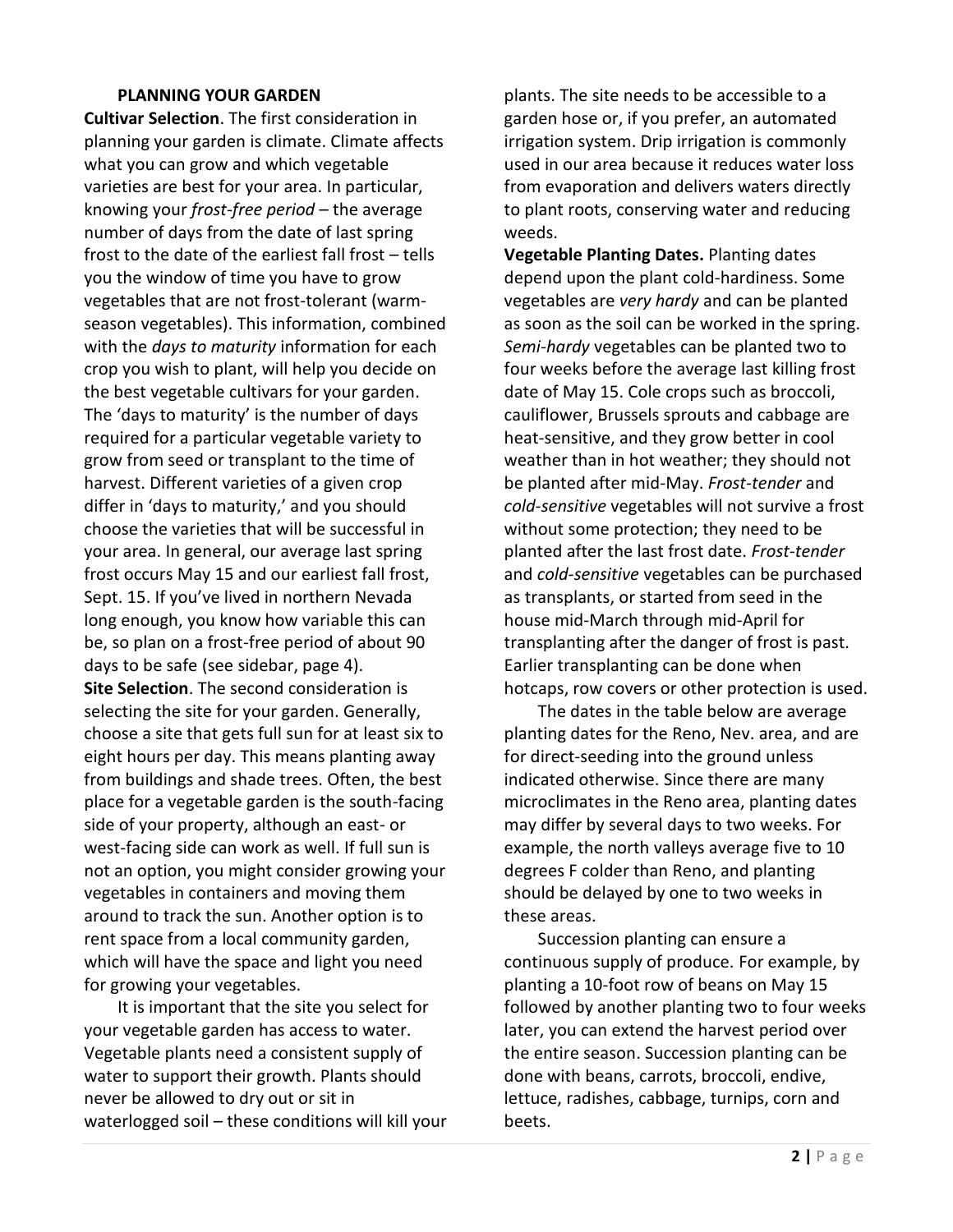## PLANNING YOUR GARDEN

**Cultivar Selection**. The first consideration in planning your garden is climate. Climate affects what you can grow and which vegetable varieties are best for your area. In particular, knowing your *frost-free period* – the average number of days from the date of last spring frost to the date of the earliest fall frost – tells you the window of time you have to grow vegetables that are not frost-tolerant (warm-season vegetables). This information, combined with the *days to maturity* information for each crop you wish to plant, will help you decide on the best vegetable cultivars for your garden. The 'days to maturity' is the number of days required for a particular vegetable variety to grow from seed or transplant to the time of harvest. Different varieties of a given crop differ in 'days to maturity,' and you should choose the varieties that will be successful in your area. In general, our average last spring frost occurs May 15 and our earliest fall frost, Sept. 15. If you've lived in northern Nevada long enough, you know how variable this can be, so plan on a frost-free period of about 90 days to be safe (see sidebar, page 4).

**Site Selection**. The second consideration is selecting the site for your garden. Generally, choose a site that gets full sun for at least six to eight hours per day. This means planting away from buildings and shade trees. Often, the best place for a vegetable garden is the south-facing side of your property, although an east- or west-facing side can work as well. If full sun is not an option, you might consider growing your vegetables in containers and moving them around to track the sun. Another option is to rent space from a local community garden, which will have the space and light you need for growing your vegetables.

It is important that the site you select for your vegetable garden has access to water. Vegetable plants need a consistent supply of water to support their growth. Plants should never be allowed to dry out or sit in waterlogged soil – these conditions will kill your plants. The site needs to be accessible to a garden hose or, if you prefer, an automated irrigation system. Drip irrigation is commonly used in our area because it reduces water loss from evaporation and delivers waters directly to plant roots, conserving water and reducing weeds.

**Vegetable Planting Dates.** Planting dates depend upon the plant cold-hardiness. Some vegetables are *very hardy* and can be planted as soon as the soil can be worked in the spring. *Semi-hardy* vegetables can be planted two to four weeks before the average last killing frost date of May 15. Cole crops such as broccoli, cauliflower, Brussels sprouts and cabbage are heat-sensitive, and they grow better in cool weather than in hot weather; they should not be planted after mid-May. *Frost-tender* and *cold-sensitive* vegetables will not survive a frost without some protection; they need to be planted after the last frost date. *Frost-tender* and *cold-sensitive* vegetables can be purchased as transplants, or started from seed in the house mid-March through mid-April for transplanting after the danger of frost is past. Earlier transplanting can be done when hotcaps, row covers or other protection is used.

The dates in the table below are average planting dates for the Reno, Nev. area, and are for direct-seeding into the ground unless indicated otherwise. Since there are many microclimates in the Reno area, planting dates may differ by several days to two weeks. For example, the north valleys average five to 10 degrees F colder than Reno, and planting should be delayed by one to two weeks in these areas.

Succession planting can ensure a continuous supply of produce. For example, by planting a 10-foot row of beans on May 15 followed by another planting two to four weeks later, you can extend the harvest period over the entire season. Succession planting can be done with beans, carrots, broccoli, endive, lettuce, radishes, cabbage, turnips, corn and beets.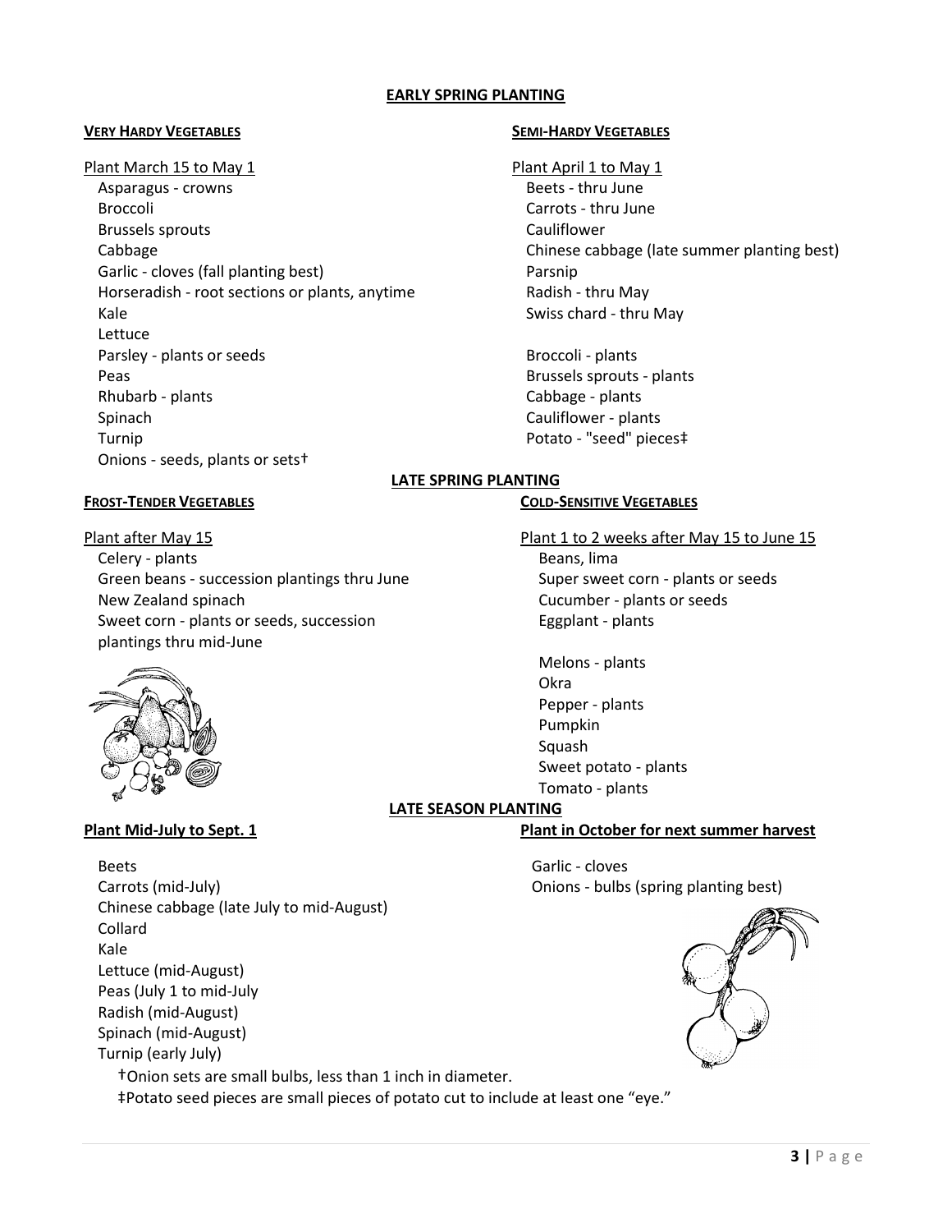## EARLY SPRING PLANTING

### VERY HARDY VEGETABLES

Plant March 15 to May 1

- Asparagus - crowns
- Broccoli
- Brussels sprouts
- Cabbage
- Garlic - cloves (fall planting best)
- Horseradish - root sections or plants, anytime
- Kale
- Lettuce
- Parsley - plants or seeds
- Peas
- Rhubarb - plants
- Spinach
- Turnip
- Onions - seeds, plants or sets†

### SEMI-HARDY VEGETABLES

Plant April 1 to May 1

- Beets - thru June
- Carrots - thru June
- Cauliflower
- Chinese cabbage (late summer planting best)
- Parsnip
- Radish - thru May
- Swiss chard - thru May

- Broccoli - plants
- Brussels sprouts - plants
- Cabbage - plants
- Cauliflower - plants
- Potato - "seed" pieces‡

## LATE SPRING PLANTING

### FROST-TENDER VEGETABLES

Plant after May 15

- Celery - plants
- Green beans - succession plantings thru June
- New Zealand spinach
- Sweet corn - plants or seeds, succession plantings thru mid-June

### COLD-SENSITIVE VEGETABLES

Plant 1 to 2 weeks after May 15 to June 15

- Beans, lima
- Super sweet corn - plants or seeds
- Cucumber - plants or seeds
- Eggplant - plants

- Melons - plants
- Okra
- Pepper - plants
- Pumpkin
- Squash
- Sweet potato - plants
- Tomato - plants

## LATE SEASON PLANTING

**Plant Mid-July to Sept. 1**

- Beets
- Carrots (mid-July)
- Chinese cabbage (late July to mid-August)
- Collard
- Kale
- Lettuce (mid-August)
- Peas (July 1 to mid-July
- Radish (mid-August)
- Spinach (mid-August)
- Turnip (early July)

**Plant in October for next summer harvest**

- Garlic - cloves
- Onions - bulbs (spring planting best)

†Onion sets are small bulbs, less than 1 inch in diameter.

‡Potato seed pieces are small pieces of potato cut to include at least one "eye."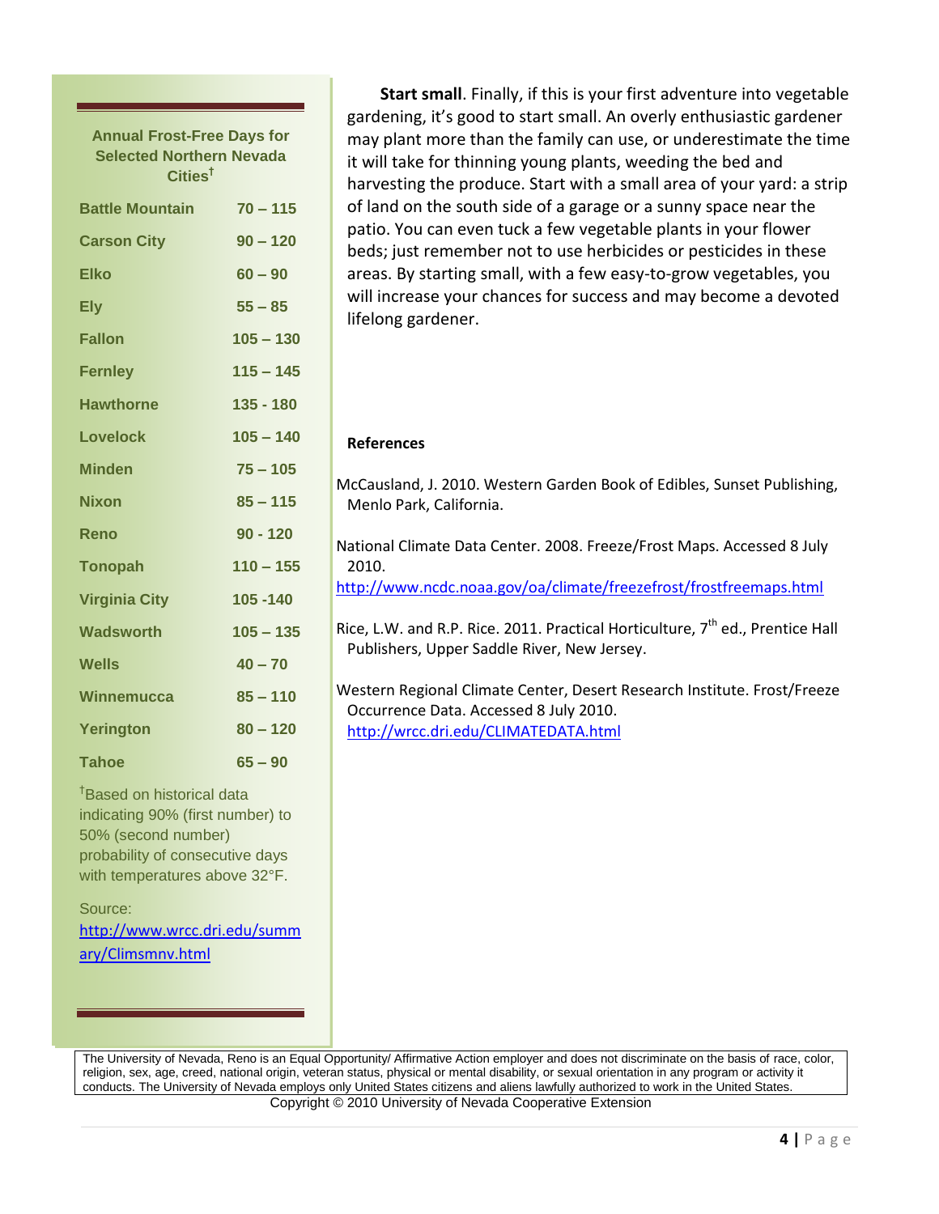**Annual Frost-Free Days for Selected Northern Nevada Cities**†

| | |
|---|---|
| Battle Mountain | 70 – 115 |
| Carson City | 90 – 120 |
| Elko | 60 – 90 |
| Ely | 55 – 85 |
| Fallon | 105 – 130 |
| Fernley | 115 – 145 |
| Hawthorne | 135 - 180 |
| Lovelock | 105 – 140 |
| Minden | 75 – 105 |
| Nixon | 85 – 115 |
| Reno | 90 - 120 |
| Tonopah | 110 – 155 |
| Virginia City | 105 -140 |
| Wadsworth | 105 – 135 |
| Wells | 40 – 70 |
| Winnemucca | 85 – 110 |
| Yerington | 80 – 120 |
| Tahoe | 65 – 90 |

†Based on historical data indicating 90% (first number) to 50% (second number) probability of consecutive days with temperatures above 32°F.

Source: http://www.wrcc.dri.edu/summary/Climsmnv.html

**Start small**. Finally, if this is your first adventure into vegetable gardening, it's good to start small. An overly enthusiastic gardener may plant more than the family can use, or underestimate the time it will take for thinning young plants, weeding the bed and harvesting the produce. Start with a small area of your yard: a strip of land on the south side of a garage or a sunny space near the patio. You can even tuck a few vegetable plants in your flower beds; just remember not to use herbicides or pesticides in these areas. By starting small, with a few easy-to-grow vegetables, you will increase your chances for success and may become a devoted lifelong gardener.

**References**

McCausland, J. 2010. Western Garden Book of Edibles, Sunset Publishing, Menlo Park, California.

National Climate Data Center. 2008. Freeze/Frost Maps. Accessed 8 July 2010. http://www.ncdc.noaa.gov/oa/climate/freezefrost/frostfreemaps.html

Rice, L.W. and R.P. Rice. 2011. Practical Horticulture, 7th ed., Prentice Hall Publishers, Upper Saddle River, New Jersey.

Western Regional Climate Center, Desert Research Institute. Frost/Freeze Occurrence Data. Accessed 8 July 2010. http://wrcc.dri.edu/CLIMATEDATA.html

The University of Nevada, Reno is an Equal Opportunity/ Affirmative Action employer and does not discriminate on the basis of race, color, religion, sex, age, creed, national origin, veteran status, physical or mental disability, or sexual orientation in any program or activity it conducts. The University of Nevada employs only United States citizens and aliens lawfully authorized to work in the United States.

Copyright © 2010 University of Nevada Cooperative Extension